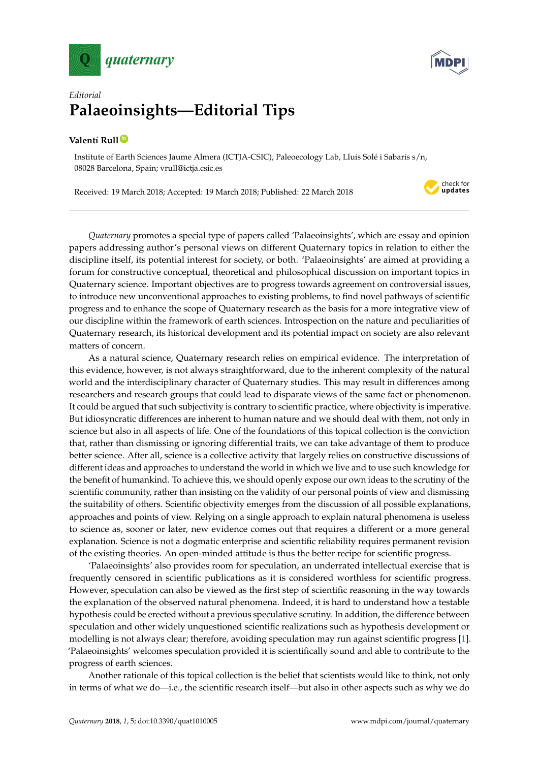*Editorial*

# Palaeoinsights—Editorial Tips

**Valentí Rull**

Institute of Earth Sciences Jaume Almera (ICTJA-CSIC), Paleoecology Lab, Lluís Solé i Sabarís s/n, 08028 Barcelona, Spain; vrull@ictja.csic.es

Received: 19 March 2018; Accepted: 19 March 2018; Published: 22 March 2018

---

*Quaternary* promotes a special type of papers called 'Palaeoinsights', which are essay and opinion papers addressing author's personal views on different Quaternary topics in relation to either the discipline itself, its potential interest for society, or both. 'Palaeoinsights' are aimed at providing a forum for constructive conceptual, theoretical and philosophical discussion on important topics in Quaternary science. Important objectives are to progress towards agreement on controversial issues, to introduce new unconventional approaches to existing problems, to find novel pathways of scientific progress and to enhance the scope of Quaternary research as the basis for a more integrative view of our discipline within the framework of earth sciences. Introspection on the nature and peculiarities of Quaternary research, its historical development and its potential impact on society are also relevant matters of concern.

As a natural science, Quaternary research relies on empirical evidence. The interpretation of this evidence, however, is not always straightforward, due to the inherent complexity of the natural world and the interdisciplinary character of Quaternary studies. This may result in differences among researchers and research groups that could lead to disparate views of the same fact or phenomenon. It could be argued that such subjectivity is contrary to scientific practice, where objectivity is imperative. But idiosyncratic differences are inherent to human nature and we should deal with them, not only in science but also in all aspects of life. One of the foundations of this topical collection is the conviction that, rather than dismissing or ignoring differential traits, we can take advantage of them to produce better science. After all, science is a collective activity that largely relies on constructive discussions of different ideas and approaches to understand the world in which we live and to use such knowledge for the benefit of humankind. To achieve this, we should openly expose our own ideas to the scrutiny of the scientific community, rather than insisting on the validity of our personal points of view and dismissing the suitability of others. Scientific objectivity emerges from the discussion of all possible explanations, approaches and points of view. Relying on a single approach to explain natural phenomena is useless to science as, sooner or later, new evidence comes out that requires a different or a more general explanation. Science is not a dogmatic enterprise and scientific reliability requires permanent revision of the existing theories. An open-minded attitude is thus the better recipe for scientific progress.

'Palaeoinsights' also provides room for speculation, an underrated intellectual exercise that is frequently censored in scientific publications as it is considered worthless for scientific progress. However, speculation can also be viewed as the first step of scientific reasoning in the way towards the explanation of the observed natural phenomena. Indeed, it is hard to understand how a testable hypothesis could be erected without a previous speculative scrutiny. In addition, the difference between speculation and other widely unquestioned scientific realizations such as hypothesis development or modelling is not always clear; therefore, avoiding speculation may run against scientific progress [1]. 'Palaeoinsights' welcomes speculation provided it is scientifically sound and able to contribute to the progress of earth sciences.

Another rationale of this topical collection is the belief that scientists would like to think, not only in terms of what we do—i.e., the scientific research itself—but also in other aspects such as why we do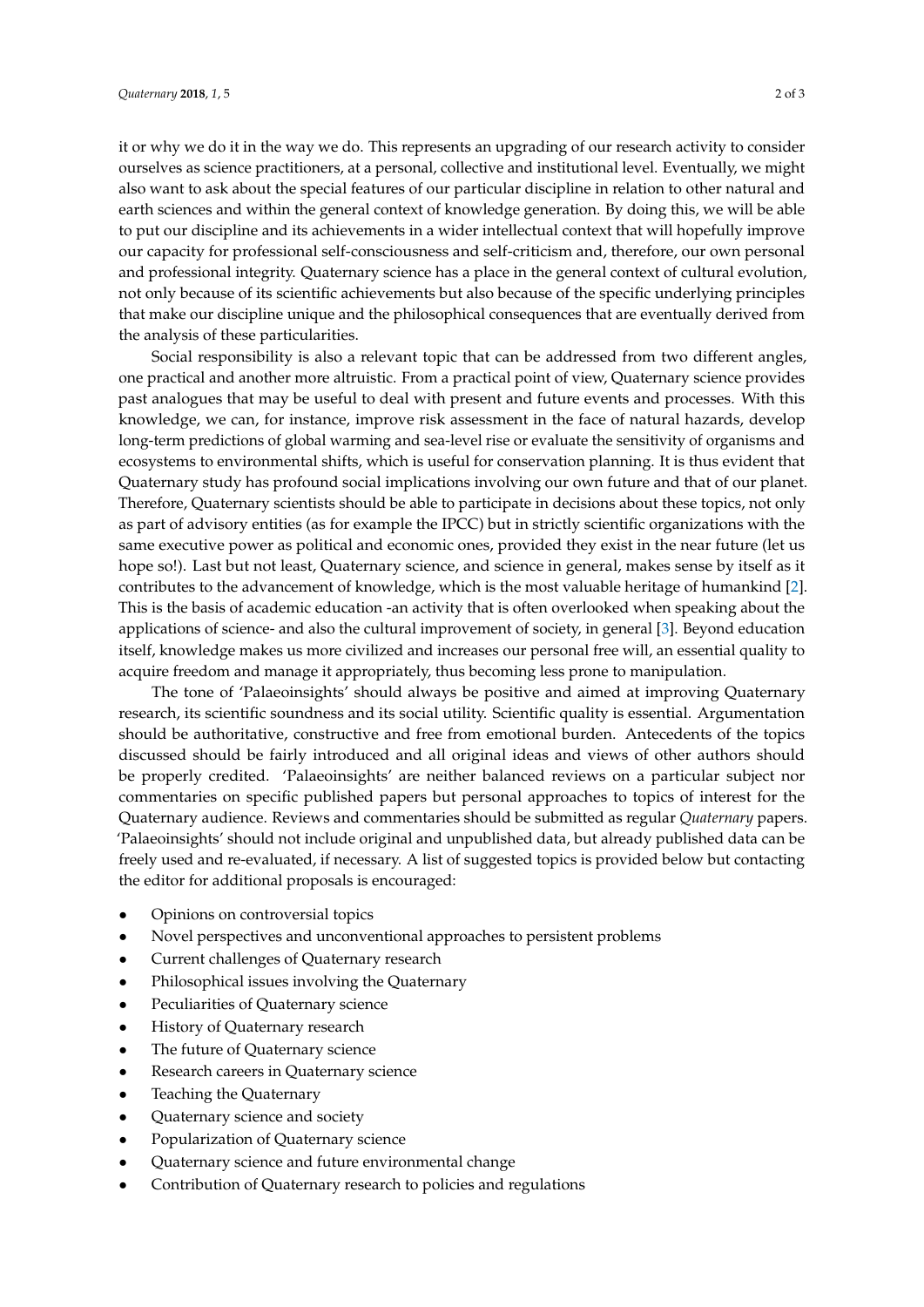it or why we do it in the way we do. This represents an upgrading of our research activity to consider ourselves as science practitioners, at a personal, collective and institutional level. Eventually, we might also want to ask about the special features of our particular discipline in relation to other natural and earth sciences and within the general context of knowledge generation. By doing this, we will be able to put our discipline and its achievements in a wider intellectual context that will hopefully improve our capacity for professional self-consciousness and self-criticism and, therefore, our own personal and professional integrity. Quaternary science has a place in the general context of cultural evolution, not only because of its scientific achievements but also because of the specific underlying principles that make our discipline unique and the philosophical consequences that are eventually derived from the analysis of these particularities.

Social responsibility is also a relevant topic that can be addressed from two different angles, one practical and another more altruistic. From a practical point of view, Quaternary science provides past analogues that may be useful to deal with present and future events and processes. With this knowledge, we can, for instance, improve risk assessment in the face of natural hazards, develop long-term predictions of global warming and sea-level rise or evaluate the sensitivity of organisms and ecosystems to environmental shifts, which is useful for conservation planning. It is thus evident that Quaternary study has profound social implications involving our own future and that of our planet. Therefore, Quaternary scientists should be able to participate in decisions about these topics, not only as part of advisory entities (as for example the IPCC) but in strictly scientific organizations with the same executive power as political and economic ones, provided they exist in the near future (let us hope so!). Last but not least, Quaternary science, and science in general, makes sense by itself as it contributes to the advancement of knowledge, which is the most valuable heritage of humankind [2]. This is the basis of academic education -an activity that is often overlooked when speaking about the applications of science- and also the cultural improvement of society, in general [3]. Beyond education itself, knowledge makes us more civilized and increases our personal free will, an essential quality to acquire freedom and manage it appropriately, thus becoming less prone to manipulation.

The tone of 'Palaeoinsights' should always be positive and aimed at improving Quaternary research, its scientific soundness and its social utility. Scientific quality is essential. Argumentation should be authoritative, constructive and free from emotional burden. Antecedents of the topics discussed should be fairly introduced and all original ideas and views of other authors should be properly credited. 'Palaeoinsights' are neither balanced reviews on a particular subject nor commentaries on specific published papers but personal approaches to topics of interest for the Quaternary audience. Reviews and commentaries should be submitted as regular *Quaternary* papers. 'Palaeoinsights' should not include original and unpublished data, but already published data can be freely used and re-evaluated, if necessary. A list of suggested topics is provided below but contacting the editor for additional proposals is encouraged:

- Opinions on controversial topics
- Novel perspectives and unconventional approaches to persistent problems
- Current challenges of Quaternary research
- Philosophical issues involving the Quaternary
- Peculiarities of Quaternary science
- History of Quaternary research
- The future of Quaternary science
- Research careers in Quaternary science
- Teaching the Quaternary
- Quaternary science and society
- Popularization of Quaternary science
- Quaternary science and future environmental change
- Contribution of Quaternary research to policies and regulations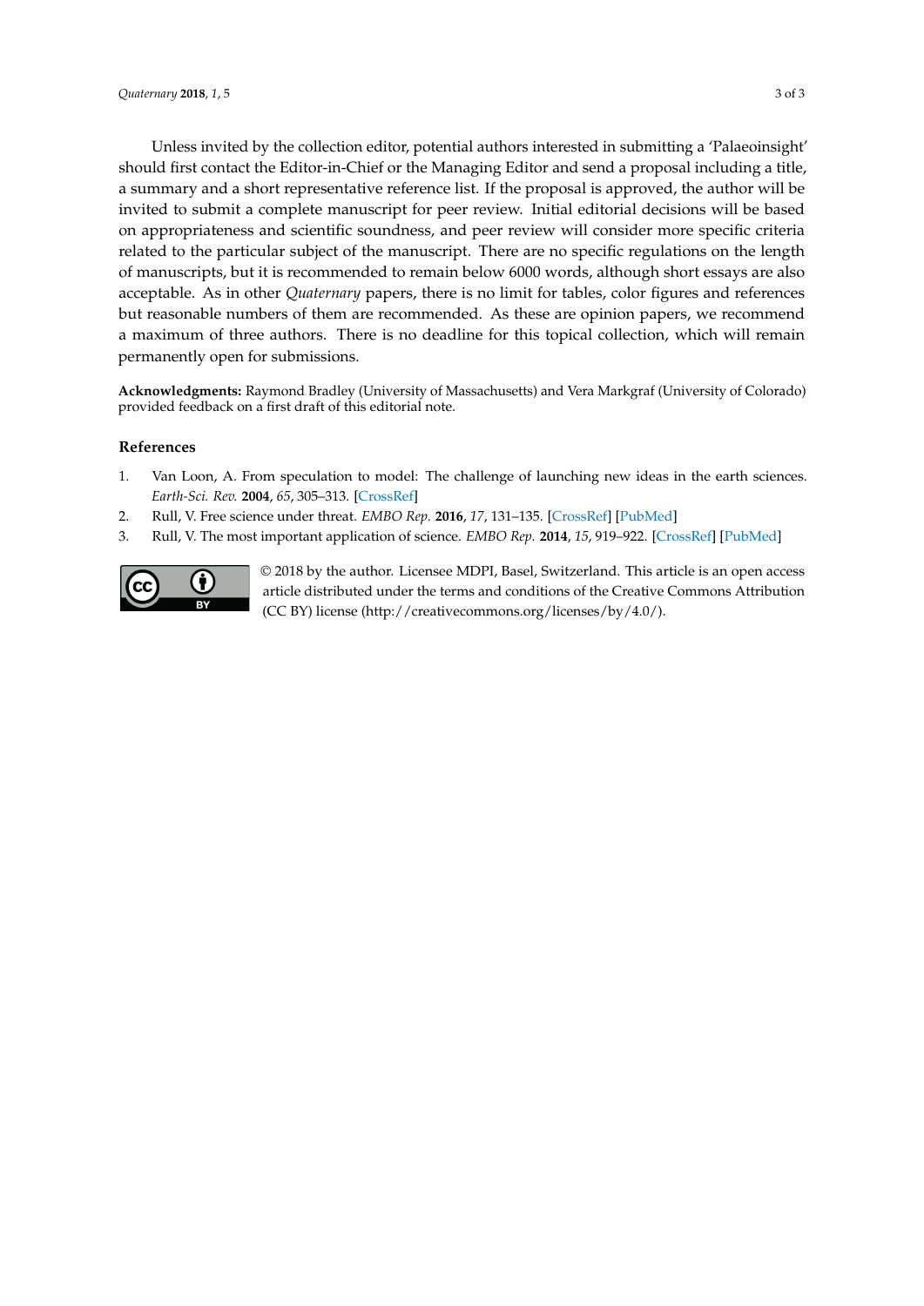Unless invited by the collection editor, potential authors interested in submitting a 'Palaeoinsight' should first contact the Editor-in-Chief or the Managing Editor and send a proposal including a title, a summary and a short representative reference list. If the proposal is approved, the author will be invited to submit a complete manuscript for peer review. Initial editorial decisions will be based on appropriateness and scientific soundness, and peer review will consider more specific criteria related to the particular subject of the manuscript. There are no specific regulations on the length of manuscripts, but it is recommended to remain below 6000 words, although short essays are also acceptable. As in other *Quaternary* papers, there is no limit for tables, color figures and references but reasonable numbers of them are recommended. As these are opinion papers, we recommend a maximum of three authors. There is no deadline for this topical collection, which will remain permanently open for submissions.

**Acknowledgments:** Raymond Bradley (University of Massachusetts) and Vera Markgraf (University of Colorado) provided feedback on a first draft of this editorial note.

## References

1. Van Loon, A. From speculation to model: The challenge of launching new ideas in the earth sciences. *Earth-Sci. Rev.* **2004**, *65*, 305–313. [CrossRef]
2. Rull, V. Free science under threat. *EMBO Rep.* **2016**, *17*, 131–135. [CrossRef] [PubMed]
3. Rull, V. The most important application of science. *EMBO Rep.* **2014**, *15*, 919–922. [CrossRef] [PubMed]

© 2018 by the author. Licensee MDPI, Basel, Switzerland. This article is an open access article distributed under the terms and conditions of the Creative Commons Attribution (CC BY) license (http://creativecommons.org/licenses/by/4.0/).